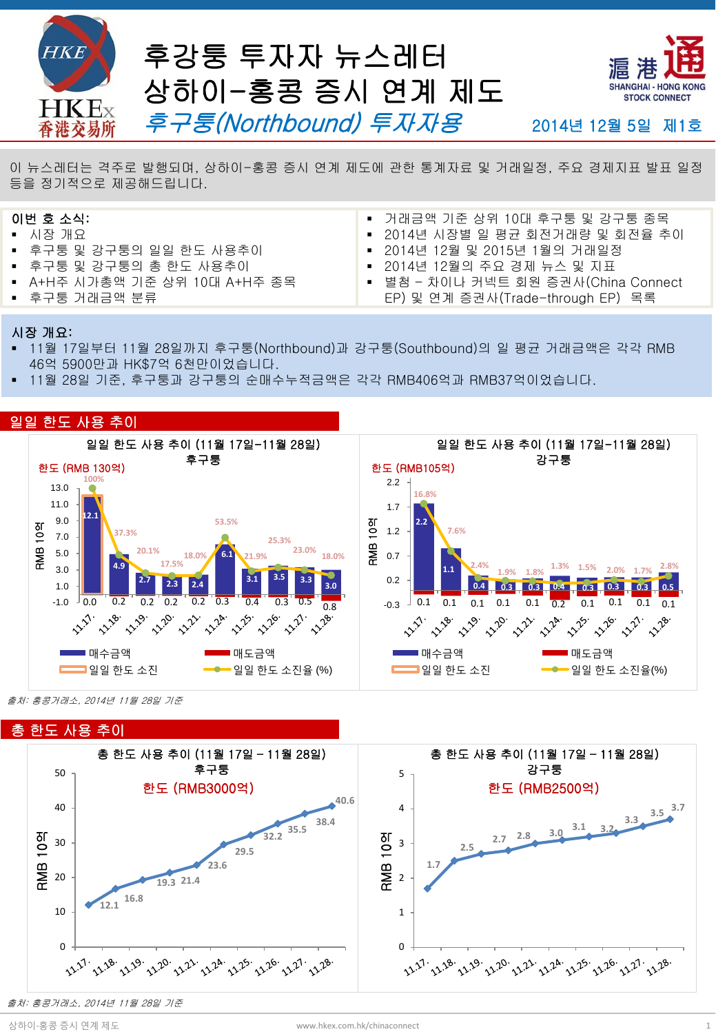# 후강통 투자자 뉴스레터
# 상하이-홍콩 증시 연계 제도
## *후구통(Northbound) 투자자용*

2014년 12월 5일 제1호

이 뉴스레터는 격주로 발행되며, 상하이-홍콩 증시 연계 제도에 관한 통계자료 및 거래일정, 주요 경제지표 발표 일정 등을 정기적으로 제공해드립니다.

**이번 호 소식:**
- 시장 개요
- 후구통 및 강구통의 일일 한도 사용추이
- 후구통 및 강구통의 총 한도 사용추이
- A+H주 시가총액 기준 상위 10대 A+H주 종목
- 후구통 거래금액 분류
- 거래금액 기준 상위 10대 후구통 및 강구통 종목
- 2014년 시장별 일 평균 회전거래량 및 회전율 추이
- 2014년 12월 및 2015년 1월의 거래일정
- 2014년 12월의 주요 경제 뉴스 및 지표
- 별첨 – 차이나 커넥트 회원 증권사(China Connect EP) 및 연계 증권사(Trade-through EP) 목록

## 시장 개요:
- 11월 17일부터 11월 28일까지 후구통(Northbound)과 강구통(Southbound)의 일 평균 거래금액은 각각 RMB 46억 5900만과 HK$7억 6천만이었습니다.
- 11월 28일 기준, 후구통과 강구통의 순매수누적금액은 각각 RMB406억과 RMB37억이었습니다.

## 일일 한도 사용 추이

**일일 한도 사용 추이 (11월 17일–11월 28일) 후구통** — 한도 (RMB 130억), 단위: RMB 10억

| 날짜 | 매수금액 | 매도금액 | 일일 한도 소진율 (%) |
|---|---|---|---|
| 11.17. | 12.1 | 0.0 | 100% |
| 11.18. | 4.9 | 0.2 | 37.3% |
| 11.19. | 2.7 | 0.2 | 20.1% |
| 11.20. | 2.3 | 0.2 | 17.5% |
| 11.21. | 2.4 | 0.2 | 18.0% |
| 11.24. | 6.1 | 0.3 | 53.5% |
| 11.25. | 3.1 | 0.4 | 21.9% |
| 11.26. | 3.5 | 0.3 | 25.3% |
| 11.27. | 3.3 | 0.5 | 23.0% |
| 11.28. | 3.0 | 0.8 | 18.0% |

**일일 한도 사용 추이 (11월 17일–11월 28일) 강구통** — 한도 (RMB105억), 단위: RMB 10억

| 날짜 | 매수금액 | 매도금액 | 일일 한도 소진율(%) |
|---|---|---|---|
| 11.17. | 2.2 | 0.1 | 16.8% |
| 11.18. | 1.1 | 0.1 | 7.6% |
| 11.19. | 0.4 | 0.1 | 2.4% |
| 11.20. | 0.3 | 0.1 | 1.9% |
| 11.21. | 0.3 | 0.1 | 1.8% |
| 11.24. | 0.4 | 0.2 | 1.3% |
| 11.25. | 0.3 | 0.1 | 1.5% |
| 11.26. | 0.3 | 0.1 | 2.0% |
| 11.27. | 0.3 | 0.1 | 1.7% |
| 11.28. | 0.5 | 0.1 | 2.8% |

*출처: 홍콩거래소, 2014년 11월 28일 기준*

## 총 한도 사용 추이

**총 한도 사용 추이 (11월 17일 – 11월 28일)** — 단위: RMB 10억

| 날짜 | 후구통 (한도 RMB3000억) | 강구통 (한도 RMB2500억) |
|---|---|---|
| 11.17. | 12.1 | 1.7 |
| 11.18. | 16.8 | 2.5 |
| 11.19. | 19.3 | 2.7 |
| 11.20. | 21.4 | 2.8 |
| 11.21. | 23.6 | 3.0 |
| 11.24. | 29.5 | 3.1 |
| 11.25. | 32.2 | 3.2 |
| 11.26. | 35.5 | 3.3 |
| 11.27. | 38.4 | 3.5 |
| 11.28. | 40.6 | 3.7 |

*출처: 홍콩거래소, 2014년 11월 28일 기준*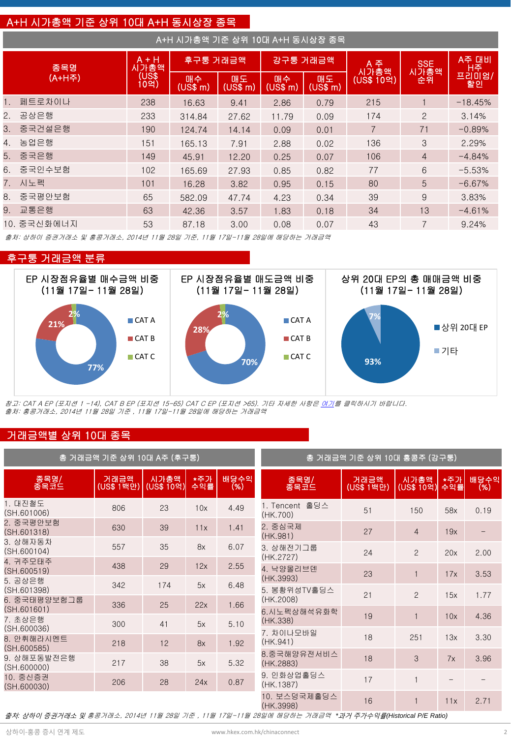## A+H 시가총액 기준 상위 10대 A+H 동시상장 종목

A+H 시가총액 기준 상위 10대 A+H 동시상장 종목

| 종목명 (A+H주) | A + H 시가총액 (US$ 10억) | 후구통 거래금액 | | 강구통 거래금액 | | A 주 시가총액 (US$ 10억) | SSE 시가총액 순위 | A주 대비 H주 프리미엄/할인 |
|---|---|---|---|---|---|---|---|---|
| | | 매수 (US$ m) | 매도 (US$ m) | 매수 (US$ m) | 매도 (US$ m) | | | |
| 1. 페트로차이나 | 238 | 16.63 | 9.41 | 2.86 | 0.79 | 215 | 1 | -18.45% |
| 2. 공상은행 | 233 | 314.84 | 27.62 | 11.79 | 0.09 | 174 | 2 | 3.14% |
| 3. 중국건설은행 | 190 | 124.74 | 14.14 | 0.09 | 0.01 | 7 | 71 | -0.89% |
| 4. 농업은행 | 151 | 165.13 | 7.91 | 2.88 | 0.02 | 136 | 3 | 2.29% |
| 5. 중국은행 | 149 | 45.91 | 12.20 | 0.25 | 0.07 | 106 | 4 | -4.84% |
| 6. 중국인수보험 | 102 | 165.69 | 27.93 | 0.85 | 0.82 | 77 | 6 | -5.53% |
| 7. 시노펙 | 101 | 16.28 | 3.82 | 0.95 | 0.15 | 80 | 5 | -6.67% |
| 8. 중국평안보험 | 65 | 582.09 | 47.74 | 4.23 | 0.34 | 39 | 9 | 3.83% |
| 9. 교통은행 | 63 | 42.36 | 3.57 | 1.83 | 0.18 | 34 | 13 | -4.61% |
| 10. 중국신화에너지 | 53 | 87.18 | 3.00 | 0.08 | 0.07 | 43 | 7 | 9.24% |

*출처: 상하이 증권거래소 및 홍콩거래소, 2014년 11월 28일 기준, 11월 17일-11월 28일에 해당하는 거래금액*

## 후구통 거래금액 분류

**EP 시장점유율별 매수금액 비중 (11월 17일- 11월 28일)**

- CAT A: 77%
- CAT B: 21%
- CAT C: 2%

**EP 시장점유율별 매도금액 비중 (11월 17일- 11월 28일)**

- CAT A: 70%
- CAT B: 28%
- CAT C: 2%

**상위 20대 EP의 총 매매금액 비중 (11월 17일- 11월 28일)**

- 상위 20대 EP: 93%
- 기타: 7%

*참고: CAT A EP (포지션 1 -14), CAT B EP (포지션 15-65) CAT C EP (포지션 >65). 기타 자세한 사항은 여기를 클릭하시기 바랍니다.*
*출처: 홍콩거래소, 2014년 11월 28일 기준 , 11월 17일-11월 28일에 해당하는 거래금액*

## 거래금액별 상위 10대 종목

총 거래금액 기준 상위 10대 A주 (후구통)

| 종목명/ 종목코드 | 거래금액 (US$ 1백만) | 시가총액 (US$ 10억) | *주가 수익률 | 배당수익 (%) |
|---|---|---|---|---|
| 1. 대진철도 (SH.601006) | 806 | 23 | 10x | 4.49 |
| 2. 중국평안보험 (SH.601318) | 630 | 39 | 11x | 1.41 |
| 3. 상해자동차 (SH.600104) | 557 | 35 | 8x | 6.07 |
| 4. 귀주모태주 (SH.600519) | 438 | 29 | 12x | 2.55 |
| 5. 공상은행 (SH.601398) | 342 | 174 | 5x | 6.48 |
| 6. 중국태평양보험그룹 (SH.601601) | 336 | 25 | 22x | 1.66 |
| 7. 초상은행 (SH.600036) | 300 | 41 | 5x | 5.10 |
| 8. 안휘해라시멘트 (SH.600585) | 218 | 12 | 8x | 1.92 |
| 9. 상해포동발전은행 (SH.600000) | 217 | 38 | 5x | 5.32 |
| 10. 중신증권 (SH.600030) | 206 | 28 | 24x | 0.87 |

총 거래금액 기준 상위 10대 홍콩주 (강구통)

| 종목명/ 종목코드 | 거래금액 (US$ 1백만) | 시가총액 (US$ 10억) | *주가 수익률 | 배당수익 (%) |
|---|---|---|---|---|
| 1. Tencent 홀딩스 (HK.700) | 51 | 150 | 58x | 0.19 |
| 2. 중심국제 (HK.981) | 27 | 4 | 19x | – |
| 3. 상해전기그룹 (HK.2727) | 24 | 2 | 20x | 2.00 |
| 4. 낙양몰리브덴 (HK.3993) | 23 | 1 | 17x | 3.53 |
| 5. 봉황위성TV홀딩스 (HK.2008) | 21 | 2 | 15x | 1.77 |
| 6.시노펙상해석유화학 (HK.338) | 19 | 1 | 10x | 4.36 |
| 7. 차이나모바일 (HK.941) | 18 | 251 | 13x | 3.30 |
| 8.중국해양유전서비스 (HK.2883) | 18 | 3 | 7x | 3.96 |
| 9. 인화상업홀딩스 (HK.1387) | 17 | 1 | – | – |
| 10. 보스덩국제홀딩스 (HK.3998) | 16 | 1 | 11x | 2.71 |

*출처: 상하이 증권거래소 및 홍콩거래소, 2014년 11월 28일 기준 , 11월 17일-11월 28일에 해당하는 거래금액 *과거 주가수익률(Historical P/E Ratio)*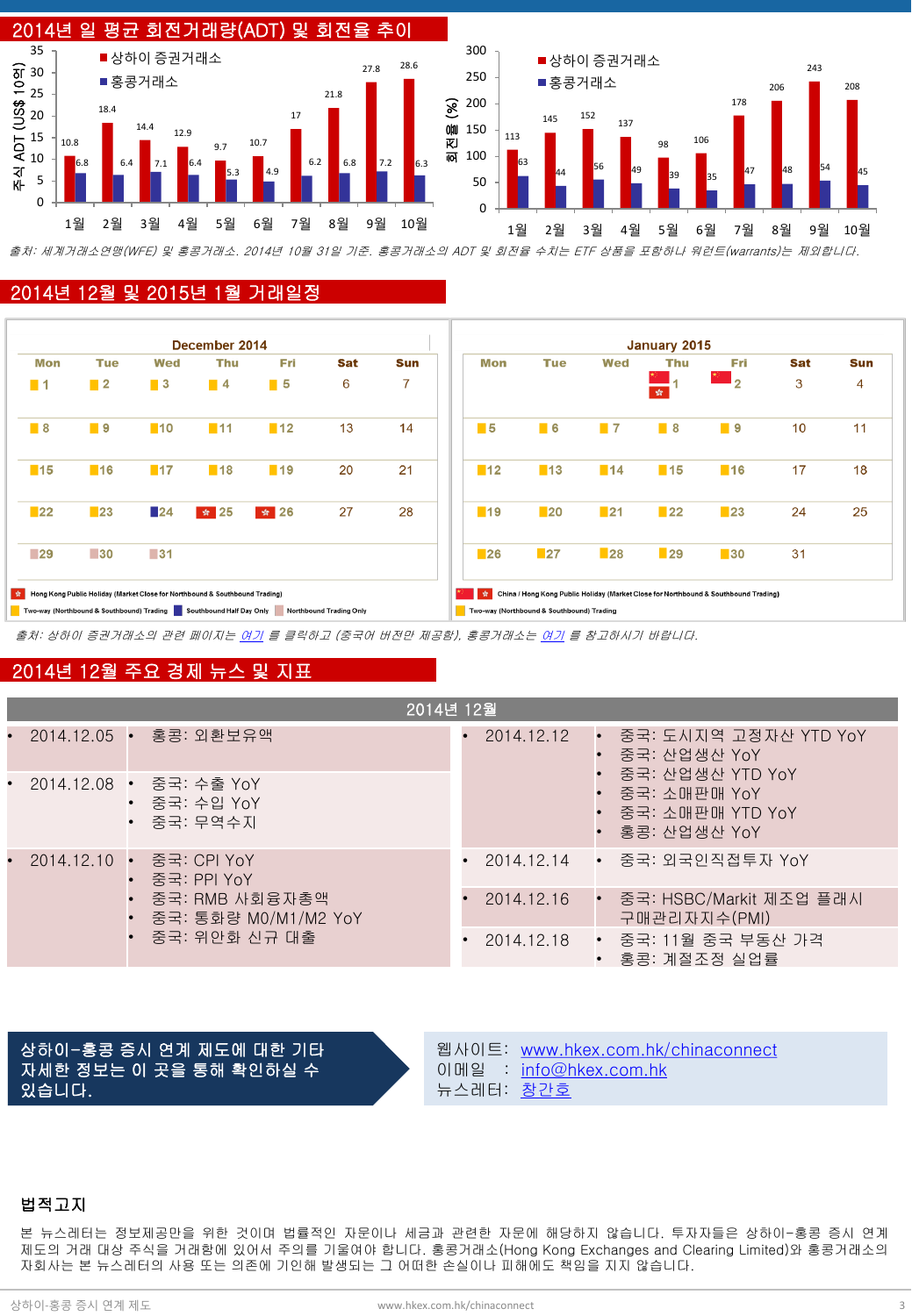## 2014년 일 평균 회전거래량(ADT) 및 회전율 추이

| 월 | 주식 ADT (US$ 10억) 상하이 증권거래소 | 주식 ADT (US$ 10억) 홍콩거래소 | 회전율 (%) 상하이 증권거래소 | 회전율 (%) 홍콩거래소 |
|---|---|---|---|---|
| 1월 | 10.8 | 6.8 | 113 | 63 |
| 2월 | 18.4 | 6.4 | 145 | 44 |
| 3월 | 14.4 | 7.1 | 152 | 56 |
| 4월 | 12.9 | 6.4 | 137 | 49 |
| 5월 | 9.7 | 5.3 | 98 | 39 |
| 6월 | 10.7 | 4.9 | 106 | 35 |
| 7월 | 17 | 6.2 | 178 | 47 |
| 8월 | 21.8 | 6.8 | 206 | 48 |
| 9월 | 27.8 | 7.2 | 243 | 54 |
| 10월 | 28.6 | 6.3 | 208 | 45 |

*출처: 세계거래소연맹(WFE) 및 홍콩거래소. 2014년 10월 31일 기준. 홍콩거래소의 ADT 및 회전율 수치는 ETF 상품을 포함하나 워런트(warrants)는 제외합니다.*

## 2014년 12월 및 2015년 1월 거래일정

**December 2014**

| Mon | Tue | Wed | Thu | Fri | Sat | Sun |
|---|---|---|---|---|---|---|
| 1 | 2 | 3 | 4 | 5 | 6 | 7 |
| 8 | 9 | 10 | 11 | 12 | 13 | 14 |
| 15 | 16 | 17 | 18 | 19 | 20 | 21 |
| 22 | 23 | 24 | 25 | 26 | 27 | 28 |
| 29 | 30 | 31 | | | | |

- Hong Kong Public Holiday (Market Close for Northbound & Southbound Trading): 25, 26
- Two-way (Northbound & Southbound) Trading: 1–5, 8–12, 15–19, 22, 23
- Southbound Half Day Only: 24
- Northbound Trading Only: 29, 30, 31

**January 2015**

| Mon | Tue | Wed | Thu | Fri | Sat | Sun |
|---|---|---|---|---|---|---|
| | | | 1 | 2 | 3 | 4 |
| 5 | 6 | 7 | 8 | 9 | 10 | 11 |
| 12 | 13 | 14 | 15 | 16 | 17 | 18 |
| 19 | 20 | 21 | 22 | 23 | 24 | 25 |
| 26 | 27 | 28 | 29 | 30 | 31 | |

- China / Hong Kong Public Holiday (Market Close for Northbound & Southbound Trading): 1, 2
- Two-way (Northbound & Southbound) Trading: 5–9, 12–16, 19–23, 26–30

*출처: 상하이 증권거래소의 관련 페이지는 여기 를 클릭하고 (중국어 버전만 제공함), 홍콩거래소는 여기 를 참고하시기 바랍니다.*

## 2014년 12월 주요 경제 뉴스 및 지표

| 2014년 12월 | | | |
|---|---|---|---|
| 2014.12.05 | 홍콩: 외환보유액 | 2014.12.12 | 중국: 도시지역 고정자산 YTD YoY<br>중국: 산업생산 YoY<br>중국: 산업생산 YTD YoY<br>중국: 소매판매 YoY<br>중국: 소매판매 YTD YoY<br>홍콩: 산업생산 YoY |
| 2014.12.08 | 중국: 수출 YoY<br>중국: 수입 YoY<br>중국: 무역수지 | | |
| 2014.12.10 | 중국: CPI YoY<br>중국: PPI YoY<br>중국: RMB 사회융자총액<br>중국: 통화량 M0/M1/M2 YoY<br>중국: 위안화 신규 대출 | 2014.12.14 | 중국: 외국인직접투자 YoY |
| | | 2014.12.16 | 중국: HSBC/Markit 제조업 플래시 구매관리자지수(PMI) |
| | | 2014.12.18 | 중국: 11월 중국 부동산 가격<br>홍콩: 계절조정 실업률 |

**상하이-홍콩 증시 연계 제도에 대한 기타 자세한 정보는 이 곳을 통해 확인하실 수 있습니다.**

웹사이트: www.hkex.com.hk/chinaconnect
이메일 : info@hkex.com.hk
뉴스레터: 창간호

## 법적고지

본 뉴스레터는 정보제공만을 위한 것이며 법률적인 자문이나 세금과 관련한 자문에 해당하지 않습니다. 투자자들은 상하이-홍콩 증시 연계 제도의 거래 대상 주식을 거래함에 있어서 주의를 기울여야 합니다. 홍콩거래소(Hong Kong Exchanges and Clearing Limited)와 홍콩거래소의 자회사는 본 뉴스레터의 사용 또는 의존에 기인해 발생되는 그 어떠한 손실이나 피해에도 책임을 지지 않습니다.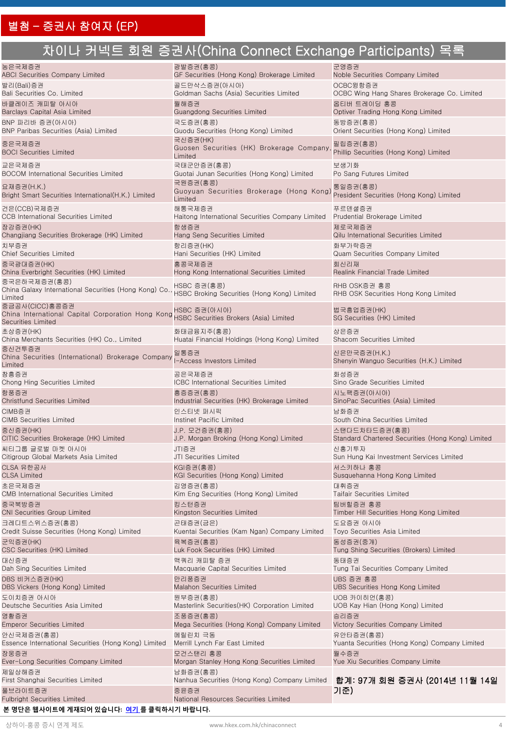## 별첨 – 증권사 참여자 (EP)

# 차이나 커넥트 회원 증권사(China Connect Exchange Participants) 목록

| | | |
|---|---|---|
| 농은국제증권<br>ABCI Securities Company Limited | 광발증권(홍콩)<br>GF Securities (Hong Kong) Brokerage Limited | 군영증권<br>Noble Securities Company Limited |
| 발리(Bali)증권<br>Bali Securities Co. Limited | 골드만삭스증권(아시아)<br>Goldman Sachs (Asia) Securities Limited | OCBC윙항증권<br>OCBC Wing Hang Shares Brokerage Co. Limited |
| 바클레이즈 캐피탈 아시아<br>Barclays Capital Asia Limited | 월해증권<br>Guangdong Securities Limited | 옵티버 트레이딩 홍콩<br>Optiver Trading Hong Kong Limited |
| BNP 파리바 증권(아시아)<br>BNP Paribas Securities (Asia) Limited | 국도증권(홍콩)<br>Guodu Securities (Hong Kong) Limited | 동방증권(홍콩)<br>Orient Securities (Hong Kong) Limited |
| 중은국제증권<br>BOCI Securities Limited | 국신증권(HK)<br>Guosen Securities (HK) Brokerage Company, Limited | 필립증권(홍콩)<br>Phillip Securities (Hong Kong) Limited |
| 교은국제증권<br>BOCOM International Securities Limited | 국태군안증권(홍콩)<br>Guotai Junan Securities (Hong Kong) Limited | 보생기화<br>Po Sang Futures Limited |
| 요재증권(H.K.)<br>Bright Smart Securities International(H.K.) Limited | 국원증권(홍콩)<br>Guoyuan Securities Brokerage (Hong Kong) Limited | 통일증권(홍콩)<br>President Securities (Hong Kong) Limited |
| 건은(CCB)국제증권<br>CCB International Securities Limited | 해통국제증권<br>Haitong International Securities Company Limited | 푸르덴셜증권<br>Prudential Brokerage Limited |
| 장강증권(HK)<br>Changjiang Securities Brokerage (HK) Limited | 항생증권<br>Hang Seng Securities Limited | 제로국제증권<br>Qilu International Securities Limited |
| 치부증권<br>Chief Securities Limited | 항리증권(HK)<br>Hani Securities (HK) Limited | 화부가락증권<br>Quam Securities Company Limited |
| 중국광대증권(HK)<br>China Everbright Securities (HK) Limited | 홍콩국제증권<br>Hong Kong International Securities Limited | 회신리재<br>Realink Financial Trade Limited |
| 중국은하국제증권(홍콩)<br>China Galaxy International Securities (Hong Kong) Co., Limited | HSBC 증권(홍콩)<br>HSBC Broking Securities (Hong Kong) Limited | RHB OSK증권 홍콩<br>RHB OSK Securities Hong Kong Limited |
| 중금공사(CICC)홍콩증권<br>China International Capital Corporation Hong Kong Securities Limited | HSBC 증권(아시아)<br>HSBC Securities Brokers (Asia) Limited | 법국흥업증권(HK)<br>SG Securities (HK) Limited |
| 초상증권(HK)<br>China Merchants Securities (HK) Co., Limited | 화태금융지주(홍콩)<br>Huatai Financial Holdings (Hong Kong) Limited | 상은증권<br>Shacom Securities Limited |
| 중신건투증권<br>China Securities (International) Brokerage Company Limited | 일통증권<br>I-Access Investors Limited | 신은만국증권(H.K.)<br>Shenyin Wanguo Securities (H.K.) Limited |
| 창흥증권<br>Chong Hing Securities Limited | 공은국제증권<br>ICBC International Securities Limited | 화성증권<br>Sino Grade Securities Limited |
| 항풍증권<br>Christfund Securities Limited | 흥증증권(홍콩)<br>Industrial Securities (HK) Brokerage Limited | 시노팩증권(아시아)<br>SinoPac Securities (Asia) Limited |
| CIMB증권<br>CIMB Securities Limited | 인스티넷 퍼시픽<br>Instinet Pacific Limited | 남화증권<br>South China Securities Limited |
| 중신증권(HK)<br>CITIC Securities Brokerage (HK) Limited | J.P. 모건증권(홍콩)<br>J.P. Morgan Broking (Hong Kong) Limited | 스탠다드차타드증권(홍콩)<br>Standard Chartered Securities (Hong Kong) Limited |
| 씨티그룹 글로벌 마켓 아시아<br>Citigroup Global Markets Asia Limited | JTI증권<br>JTI Securities Limited | 신홍기투자<br>Sun Hung Kai Investment Services Limited |
| CLSA 유한공사<br>CLSA Limited | KGI증권(홍콩)<br>KGI Securities (Hong Kong) Limited | 서스키하나 홍콩<br>Susquehanna Hong Kong Limited |
| 초은국제증권<br>CMB International Securities Limited | 김영증권(홍콩)<br>Kim Eng Securities (Hong Kong) Limited | 대휘증권<br>Taifair Securities Limited |
| 중국북방증권<br>CNI Securities Group Limited | 킹스턴증권<br>Kingston Securities Limited | 팀버힐증권 홍콩<br>Timber Hill Securities Hong Kong Limited |
| 크레디트스위스증권(홍콩)<br>Credit Suisse Securities (Hong Kong) Limited | 곤태증권(금은)<br>Kuentai Securities (Kam Ngan) Company Limited | 도요증권 아시아<br>Toyo Securities Asia Limited |
| 군익증권(HK)<br>CSC Securities (HK) Limited | 육복증권(홍콩)<br>Luk Fook Securities (HK) Limited | 동성증권(중개)<br>Tung Shing Securities (Brokers) Limited |
| 대신증권<br>Dah Sing Securities Limited | 맥쿼리 캐피탈 증권<br>Macquarie Capital Securities Limited | 동태증권<br>Tung Tai Securities Company Limited |
| DBS 비커스증권(HK)<br>DBS Vickers (Hong Kong) Limited | 만리풍증권<br>Malahon Securities Limited | UBS 증권 홍콩<br>UBS Securities Hong Kong Limited |
| 도이치증권 아시아<br>Deutsche Securities Asia Limited | 원부증권(홍콩)<br>Masterlink Securities(HK) Corporation Limited | UOB 카이히언(홍콩)<br>UOB Kay Hian (Hong Kong) Limited |
| 영황증권<br>Emperor Securities Limited | 조풍증권(홍콩)<br>Mega Securities (Hong Kong) Company Limited | 승리증권<br>Victory Securities Company Limited |
| 안신국제증권(홍콩)<br>Essence International Securities (Hong Kong) Limited | 메릴린치 극동<br>Merrill Lynch Far East Limited | 유안타증권(홍콩)<br>Yuanta Securities (Hong Kong) Company Limited |
| 장웅증권<br>Ever-Long Securities Company Limited | 모건스탠리 홍콩<br>Morgan Stanley Hong Kong Securities Limited | 월수증권<br>Yue Xiu Securities Company Limite |
| 제일상해증권<br>First Shanghai Securities Limited | 남화증권(홍콩)<br>Nanhua Securities (Hong Kong) Company Limited | **합계: 97개 회원 증권사 (2014년 11월 14일 기준)** |
| 풀브라이트증권<br>Fulbright Securities Limited | 중윤증권<br>National Resources Securities Limited | |

**본 명단은 웹사이트에 게재되어 있습니다: 여기 를 클릭하시기 바랍니다.**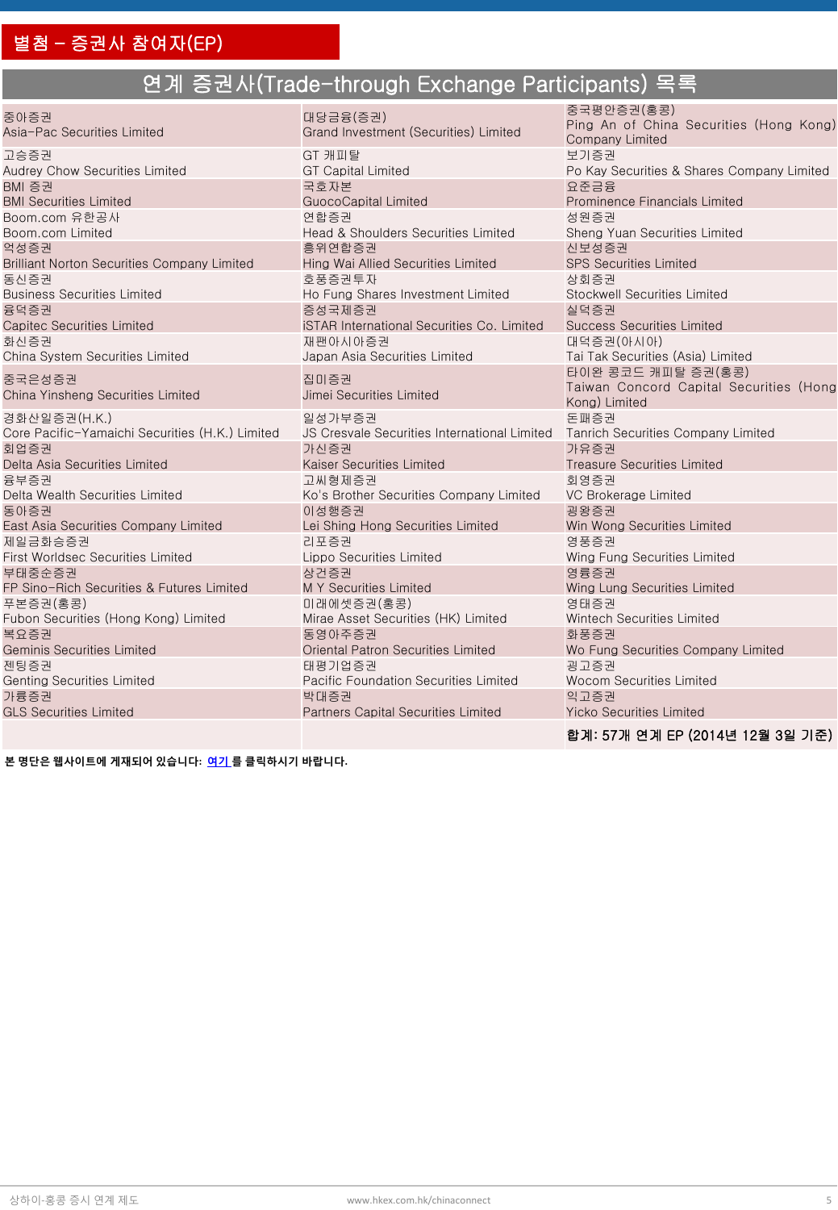## 별첨 – 증권사 참여자(EP)

## 연계 증권사(Trade-through Exchange Participants) 목록

| | | |
|---|---|---|
| 중아증권<br>Asia-Pac Securities Limited | 대당금융(증권)<br>Grand Investment (Securities) Limited | 중국평안증권(홍콩)<br>Ping An of China Securities (Hong Kong) Company Limited |
| 고승증권<br>Audrey Chow Securities Limited | GT 캐피탈<br>GT Capital Limited | 보기증권<br>Po Kay Securities & Shares Company Limited |
| BMI 증권<br>BMI Securities Limited | 국호자본<br>GuocoCapital Limited | 요준금융<br>Prominence Financials Limited |
| Boom.com 유한공사<br>Boom.com Limited | 연합증권<br>Head & Shoulders Securities Limited | 성원증권<br>Sheng Yuan Securities Limited |
| 억성증권<br>Brilliant Norton Securities Company Limited | 흥위연합증권<br>Hing Wai Allied Securities Limited | 신보성증권<br>SPS Securities Limited |
| 동신증권<br>Business Securities Limited | 호풍증권투자<br>Ho Fung Shares Investment Limited | 상회증권<br>Stockwell Securities Limited |
| 융덕증권<br>Capitec Securities Limited | 증성국제증권<br>iSTAR International Securities Co. Limited | 실덕증권<br>Success Securities Limited |
| 화신증권<br>China System Securities Limited | 재팬아시아증권<br>Japan Asia Securities Limited | 대덕증권(아시아)<br>Tai Tak Securities (Asia) Limited |
| 중국은성증권<br>China Yinsheng Securities Limited | 집미증권<br>Jimei Securities Limited | 타이완 콩코드 캐피탈 증권(홍콩)<br>Taiwan Concord Capital Securities (Hong Kong) Limited |
| 경화산일증권(H.K.)<br>Core Pacific-Yamaichi Securities (H.K.) Limited | 일성가부증권<br>JS Cresvale Securities International Limited | 돈패증권<br>Tanrich Securities Company Limited |
| 회업증권<br>Delta Asia Securities Limited | 가신증권<br>Kaiser Securities Limited | 가유증권<br>Treasure Securities Limited |
| 융부증권<br>Delta Wealth Securities Limited | 고씨형제증권<br>Ko's Brother Securities Company Limited | 회영증권<br>VC Brokerage Limited |
| 동아증권<br>East Asia Securities Company Limited | 이성행증권<br>Lei Shing Hong Securities Limited | 굉왕증권<br>Win Wong Securities Limited |
| 제일금화승증권<br>First Worldsec Securities Limited | 리포증권<br>Lippo Securities Limited | 영풍증권<br>Wing Fung Securities Limited |
| 부태중순증권<br>FP Sino-Rich Securities & Futures Limited | 상건증권<br>M Y Securities Limited | 영륭증권<br>Wing Lung Securities Limited |
| 푸본증권(홍콩)<br>Fubon Securities (Hong Kong) Limited | 미래에셋증권(홍콩)<br>Mirae Asset Securities (HK) Limited | 영태증권<br>Wintech Securities Limited |
| 복요증권<br>Geminis Securities Limited | 동영아주증권<br>Oriental Patron Securities Limited | 화풍증권<br>Wo Fung Securities Company Limited |
| 젠팅증권<br>Genting Securities Limited | 태평기업증권<br>Pacific Foundation Securities Limited | 굉고증권<br>Wocom Securities Limited |
| 가륭증권<br>GLS Securities Limited | 박대증권<br>Partners Capital Securities Limited | 익고증권<br>Yicko Securities Limited |
| | | **합계: 57개 연계 EP (2014년 12월 3일 기준)** |

**본 명단은 웹사이트에 게재되어 있습니다: 여기 를 클릭하시기 바랍니다.**